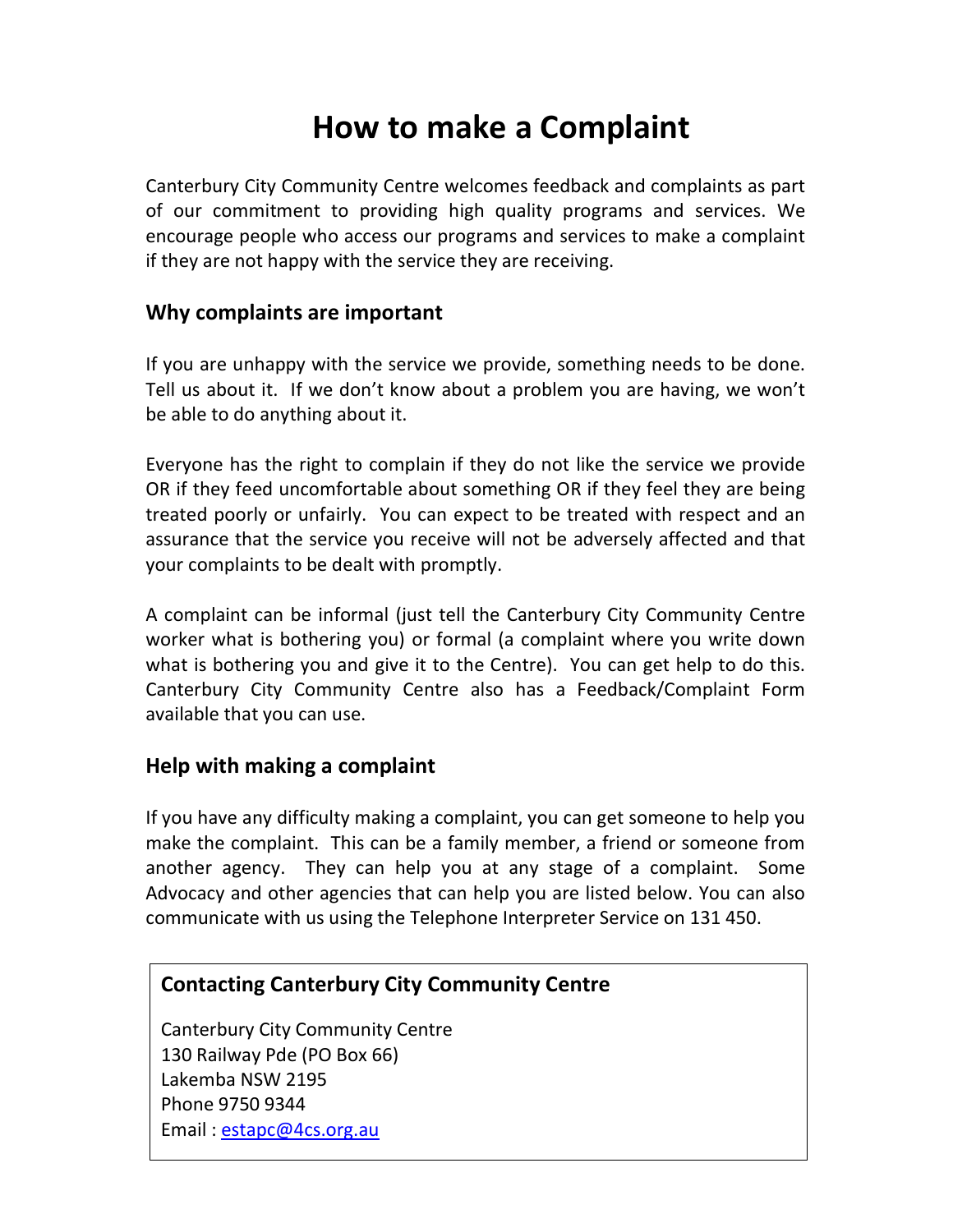# How to make a Complaint

Canterbury City Community Centre welcomes feedback and complaints as part of our commitment to providing high quality programs and services. We encourage people who access our programs and services to make a complaint if they are not happy with the service they are receiving.

## Why complaints are important

If you are unhappy with the service we provide, something needs to be done. Tell us about it. If we don't know about a problem you are having, we won't be able to do anything about it.

Everyone has the right to complain if they do not like the service we provide OR if they feed uncomfortable about something OR if they feel they are being treated poorly or unfairly. You can expect to be treated with respect and an assurance that the service you receive will not be adversely affected and that your complaints to be dealt with promptly.

A complaint can be informal (just tell the Canterbury City Community Centre worker what is bothering you) or formal (a complaint where you write down what is bothering you and give it to the Centre). You can get help to do this. Canterbury City Community Centre also has a Feedback/Complaint Form available that you can use.

## Help with making a complaint

If you have any difficulty making a complaint, you can get someone to help you make the complaint. This can be a family member, a friend or someone from another agency. They can help you at any stage of a complaint. Some Advocacy and other agencies that can help you are listed below. You can also communicate with us using the Telephone Interpreter Service on 131 450.

### Contacting Canterbury City Community Centre

Canterbury City Community Centre
130 Railway Pde (PO Box 66)
Lakemba NSW 2195
Phone 9750 9344
Email : estapc@4cs.org.au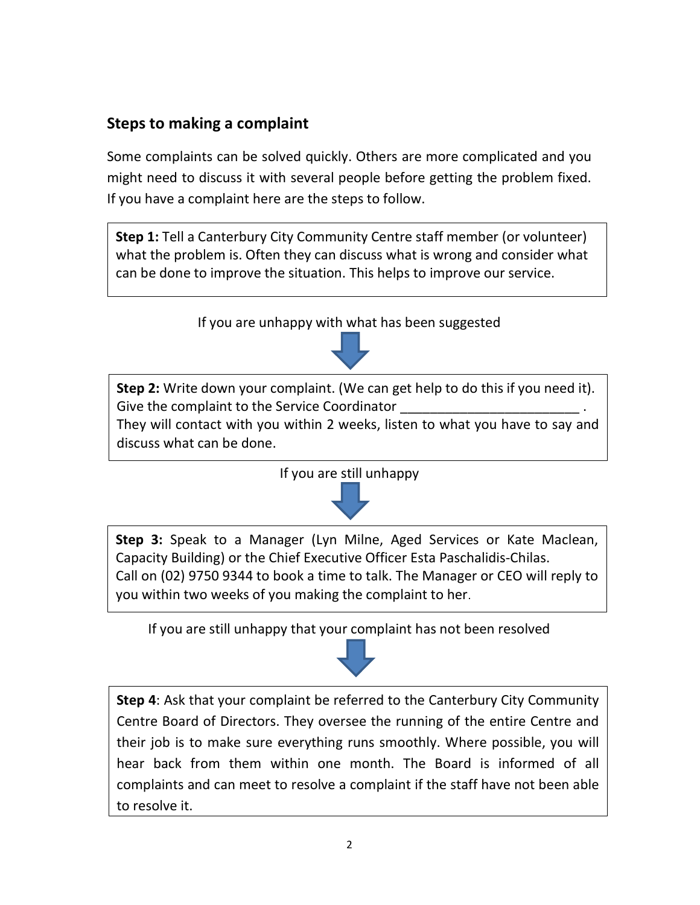## Steps to making a complaint

Some complaints can be solved quickly. Others are more complicated and you might need to discuss it with several people before getting the problem fixed. If you have a complaint here are the steps to follow.

**Step 1:** Tell a Canterbury City Community Centre staff member (or volunteer) what the problem is. Often they can discuss what is wrong and consider what can be done to improve the situation. This helps to improve our service.

If you are unhappy with what has been suggested

**Step 2:** Write down your complaint. (We can get help to do this if you need it). Give the complaint to the Service Coordinator ________________________ . They will contact with you within 2 weeks, listen to what you have to say and discuss what can be done.

If you are still unhappy

**Step 3:** Speak to a Manager (Lyn Milne, Aged Services or Kate Maclean, Capacity Building) or the Chief Executive Officer Esta Paschalidis-Chilas. Call on (02) 9750 9344 to book a time to talk. The Manager or CEO will reply to you within two weeks of you making the complaint to her.

If you are still unhappy that your complaint has not been resolved

**Step 4**: Ask that your complaint be referred to the Canterbury City Community Centre Board of Directors. They oversee the running of the entire Centre and their job is to make sure everything runs smoothly. Where possible, you will hear back from them within one month. The Board is informed of all complaints and can meet to resolve a complaint if the staff have not been able to resolve it.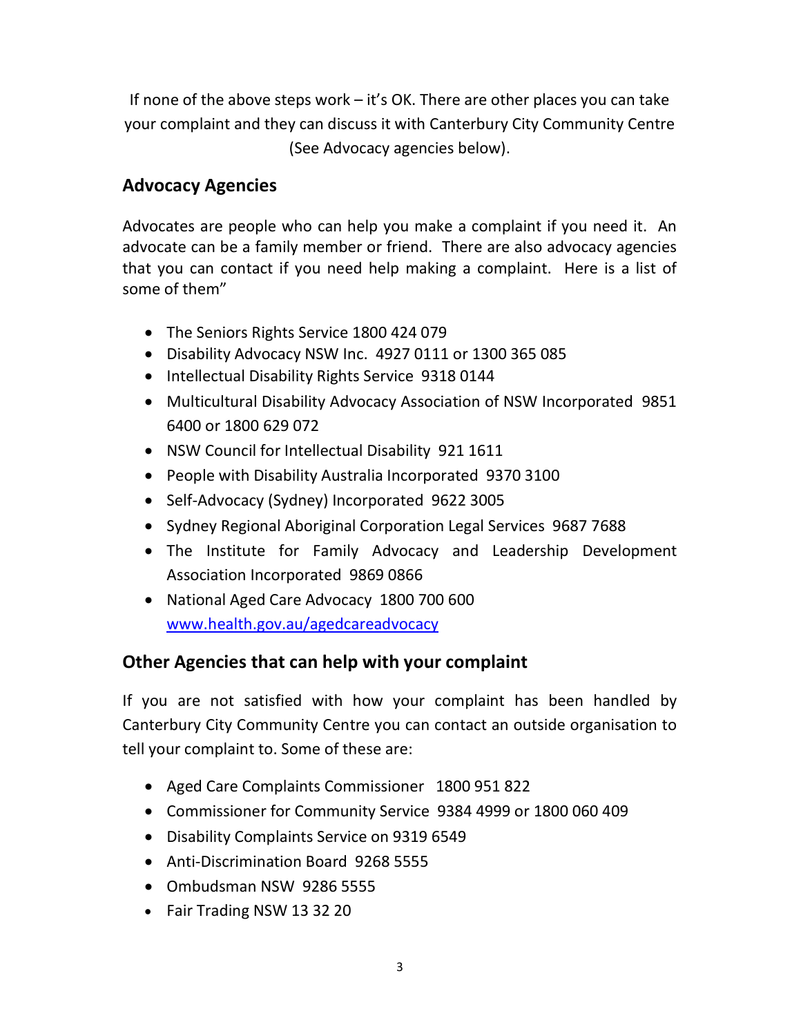If none of the above steps work – it's OK. There are other places you can take your complaint and they can discuss it with Canterbury City Community Centre (See Advocacy agencies below).

## Advocacy Agencies

Advocates are people who can help you make a complaint if you need it. An advocate can be a family member or friend. There are also advocacy agencies that you can contact if you need help making a complaint. Here is a list of some of them"

- The Seniors Rights Service 1800 424 079
- Disability Advocacy NSW Inc. 4927 0111 or 1300 365 085
- Intellectual Disability Rights Service 9318 0144
- Multicultural Disability Advocacy Association of NSW Incorporated 9851 6400 or 1800 629 072
- NSW Council for Intellectual Disability 921 1611
- People with Disability Australia Incorporated 9370 3100
- Self-Advocacy (Sydney) Incorporated 9622 3005
- Sydney Regional Aboriginal Corporation Legal Services 9687 7688
- The Institute for Family Advocacy and Leadership Development Association Incorporated 9869 0866
- National Aged Care Advocacy 1800 700 600 [www.health.gov.au/agedcareadvocacy](http://www.health.gov.au/agedcareadvocacy)

## Other Agencies that can help with your complaint

If you are not satisfied with how your complaint has been handled by Canterbury City Community Centre you can contact an outside organisation to tell your complaint to. Some of these are:

- Aged Care Complaints Commissioner 1800 951 822
- Commissioner for Community Service 9384 4999 or 1800 060 409
- Disability Complaints Service on 9319 6549
- Anti-Discrimination Board 9268 5555
- Ombudsman NSW 9286 5555
- Fair Trading NSW 13 32 20